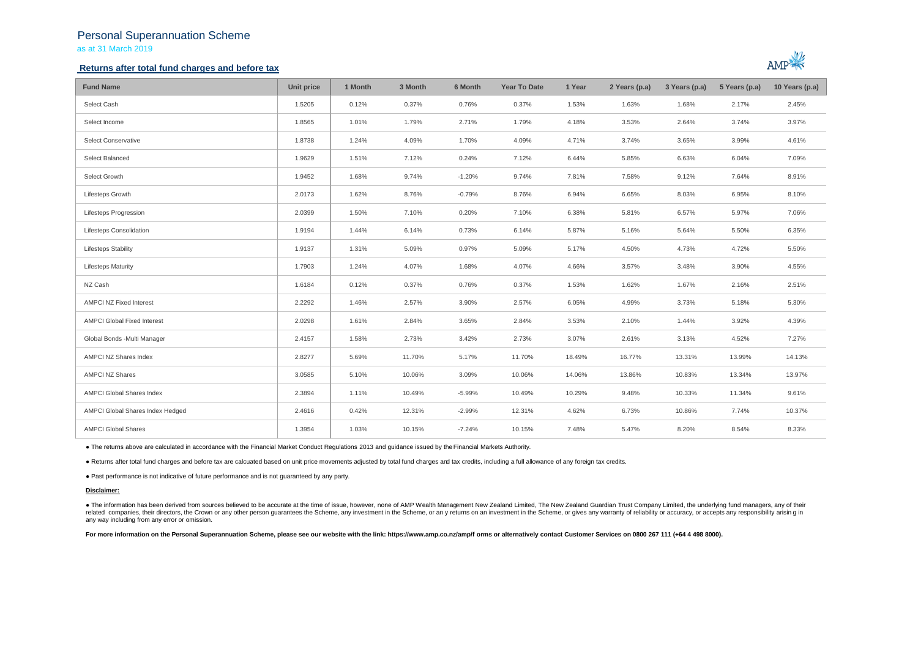# Personal Superannuation Scheme

as at 31 March 2019

## Returns after total fund charges and before tax

| Fund Name | Unit price | 1 Month | 3 Month | 6 Month | Year To Date | 1 Year | 2 Years (p.a) | 3 Years (p.a) | 5 Years (p.a) | 10 Years (p.a) |
|---|---|---|---|---|---|---|---|---|---|---|
| Select Cash | 1.5205 | 0.12% | 0.37% | 0.76% | 0.37% | 1.53% | 1.63% | 1.68% | 2.17% | 2.45% |
| Select Income | 1.8565 | 1.01% | 1.79% | 2.71% | 1.79% | 4.18% | 3.53% | 2.64% | 3.74% | 3.97% |
| Select Conservative | 1.8738 | 1.24% | 4.09% | 1.70% | 4.09% | 4.71% | 3.74% | 3.65% | 3.99% | 4.61% |
| Select Balanced | 1.9629 | 1.51% | 7.12% | 0.24% | 7.12% | 6.44% | 5.85% | 6.63% | 6.04% | 7.09% |
| Select Growth | 1.9452 | 1.68% | 9.74% | -1.20% | 9.74% | 7.81% | 7.58% | 9.12% | 7.64% | 8.91% |
| Lifesteps Growth | 2.0173 | 1.62% | 8.76% | -0.79% | 8.76% | 6.94% | 6.65% | 8.03% | 6.95% | 8.10% |
| Lifesteps Progression | 2.0399 | 1.50% | 7.10% | 0.20% | 7.10% | 6.38% | 5.81% | 6.57% | 5.97% | 7.06% |
| Lifesteps Consolidation | 1.9194 | 1.44% | 6.14% | 0.73% | 6.14% | 5.87% | 5.16% | 5.64% | 5.50% | 6.35% |
| Lifesteps Stability | 1.9137 | 1.31% | 5.09% | 0.97% | 5.09% | 5.17% | 4.50% | 4.73% | 4.72% | 5.50% |
| Lifesteps Maturity | 1.7903 | 1.24% | 4.07% | 1.68% | 4.07% | 4.66% | 3.57% | 3.48% | 3.90% | 4.55% |
| NZ Cash | 1.6184 | 0.12% | 0.37% | 0.76% | 0.37% | 1.53% | 1.62% | 1.67% | 2.16% | 2.51% |
| AMPCI NZ Fixed Interest | 2.2292 | 1.46% | 2.57% | 3.90% | 2.57% | 6.05% | 4.99% | 3.73% | 5.18% | 5.30% |
| AMPCI Global Fixed Interest | 2.0298 | 1.61% | 2.84% | 3.65% | 2.84% | 3.53% | 2.10% | 1.44% | 3.92% | 4.39% |
| Global Bonds -Multi Manager | 2.4157 | 1.58% | 2.73% | 3.42% | 2.73% | 3.07% | 2.61% | 3.13% | 4.52% | 7.27% |
| AMPCI NZ Shares Index | 2.8277 | 5.69% | 11.70% | 5.17% | 11.70% | 18.49% | 16.77% | 13.31% | 13.99% | 14.13% |
| AMPCI NZ Shares | 3.0585 | 5.10% | 10.06% | 3.09% | 10.06% | 14.06% | 13.86% | 10.83% | 13.34% | 13.97% |
| AMPCI Global Shares Index | 2.3894 | 1.11% | 10.49% | -5.99% | 10.49% | 10.29% | 9.48% | 10.33% | 11.34% | 9.61% |
| AMPCI Global Shares Index Hedged | 2.4616 | 0.42% | 12.31% | -2.99% | 12.31% | 4.62% | 6.73% | 10.86% | 7.74% | 10.37% |
| AMPCI Global Shares | 1.3954 | 1.03% | 10.15% | -7.24% | 10.15% | 7.48% | 5.47% | 8.20% | 8.54% | 8.33% |

● The returns above are calculated in accordance with the Financial Market Conduct Regulations 2013 and guidance issued by the Financial Markets Authority.

● Returns after total fund charges and before tax are calcuated based on unit price movements adjusted by total fund charges and tax credits, including a full allowance of any foreign tax credits.

● Past performance is not indicative of future performance and is not guaranteed by any party.

**Disclaimer:**

● The information has been derived from sources believed to be accurate at the time of issue, however, none of AMP Wealth Management New Zealand Limited, The New Zealand Guardian Trust Company Limited, the underlying fund managers, any of their related companies, their directors, the Crown or any other person guarantees the Scheme, any investment in the Scheme, or any returns on an investment in the Scheme, or gives any warranty of reliability or accuracy, or accepts any responsibility arising in any way including from any error or omission.

**For more information on the Personal Superannuation Scheme, please see our website with the link: https://www.amp.co.nz/amp/forms or alternatively contact Customer Services on 0800 267 111 (+64 4 498 8000).**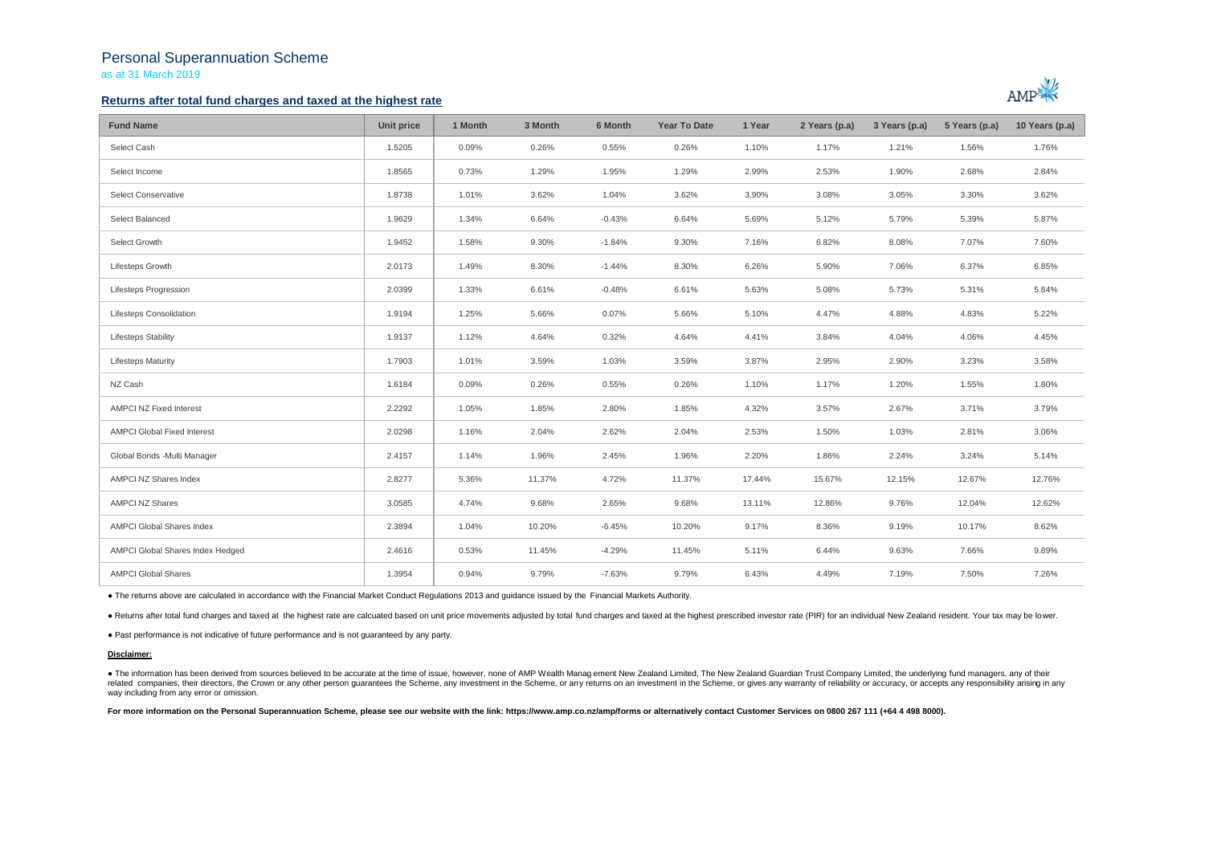# Personal Superannuation Scheme

as at 31 March 2019

## Returns after total fund charges and taxed at the highest rate

| Fund Name | Unit price | 1 Month | 3 Month | 6 Month | Year To Date | 1 Year | 2 Years (p.a) | 3 Years (p.a) | 5 Years (p.a) | 10 Years (p.a) |
|---|---|---|---|---|---|---|---|---|---|---|
| Select Cash | 1.5205 | 0.09% | 0.26% | 0.55% | 0.26% | 1.10% | 1.17% | 1.21% | 1.56% | 1.76% |
| Select Income | 1.8565 | 0.73% | 1.29% | 1.95% | 1.29% | 2.99% | 2.53% | 1.90% | 2.68% | 2.84% |
| Select Conservative | 1.8738 | 1.01% | 3.62% | 1.04% | 3.62% | 3.90% | 3.08% | 3.05% | 3.30% | 3.62% |
| Select Balanced | 1.9629 | 1.34% | 6.64% | -0.43% | 6.64% | 5.69% | 5.12% | 5.79% | 5.39% | 5.87% |
| Select Growth | 1.9452 | 1.58% | 9.30% | -1.84% | 9.30% | 7.16% | 6.82% | 8.08% | 7.07% | 7.60% |
| Lifesteps Growth | 2.0173 | 1.49% | 8.30% | -1.44% | 8.30% | 6.26% | 5.90% | 7.06% | 6.37% | 6.85% |
| Lifesteps Progression | 2.0399 | 1.33% | 6.61% | -0.48% | 6.61% | 5.63% | 5.08% | 5.73% | 5.31% | 5.84% |
| Lifesteps Consolidation | 1.9194 | 1.25% | 5.66% | 0.07% | 5.66% | 5.10% | 4.47% | 4.88% | 4.83% | 5.22% |
| Lifesteps Stability | 1.9137 | 1.12% | 4.64% | 0.32% | 4.64% | 4.41% | 3.84% | 4.04% | 4.06% | 4.45% |
| Lifesteps Maturity | 1.7903 | 1.01% | 3.59% | 1.03% | 3.59% | 3.87% | 2.95% | 2.90% | 3.23% | 3.58% |
| NZ Cash | 1.6184 | 0.09% | 0.26% | 0.55% | 0.26% | 1.10% | 1.17% | 1.20% | 1.55% | 1.80% |
| AMPCI NZ Fixed Interest | 2.2292 | 1.05% | 1.85% | 2.80% | 1.85% | 4.32% | 3.57% | 2.67% | 3.71% | 3.79% |
| AMPCI Global Fixed Interest | 2.0298 | 1.16% | 2.04% | 2.62% | 2.04% | 2.53% | 1.50% | 1.03% | 2.81% | 3.06% |
| Global Bonds -Multi Manager | 2.4157 | 1.14% | 1.96% | 2.45% | 1.96% | 2.20% | 1.86% | 2.24% | 3.24% | 5.14% |
| AMPCI NZ Shares Index | 2.8277 | 5.36% | 11.37% | 4.72% | 11.37% | 17.44% | 15.67% | 12.15% | 12.67% | 12.76% |
| AMPCI NZ Shares | 3.0585 | 4.74% | 9.68% | 2.65% | 9.68% | 13.11% | 12.86% | 9.76% | 12.04% | 12.62% |
| AMPCI Global Shares Index | 2.3894 | 1.04% | 10.20% | -6.45% | 10.20% | 9.17% | 8.36% | 9.19% | 10.17% | 8.62% |
| AMPCI Global Shares Index Hedged | 2.4616 | 0.53% | 11.45% | -4.29% | 11.45% | 5.11% | 6.44% | 9.63% | 7.66% | 9.89% |
| AMPCI Global Shares | 1.3954 | 0.94% | 9.79% | -7.63% | 9.79% | 6.43% | 4.49% | 7.19% | 7.50% | 7.26% |

● The returns above are calculated in accordance with the Financial Market Conduct Regulations 2013 and guidance issued by the Financial Markets Authority.

● Returns after total fund charges and taxed at the highest rate are calcuated based on unit price movements adjusted by total fund charges and taxed at the highest prescribed investor rate (PIR) for an individual New Zealand resident. Your tax may be lower.

● Past performance is not indicative of future performance and is not guaranteed by any party.

**Disclaimer:**

● The information has been derived from sources believed to be accurate at the time of issue, however, none of AMP Wealth Management New Zealand Limited, The New Zealand Guardian Trust Company Limited, the underlying fund managers, any of their related companies, their directors, the Crown or any other person guarantees the Scheme, any investment in the Scheme, or any returns on an investment in the Scheme, or gives any warranty of reliability or accuracy, or accepts any responsibility arising in any way including from any error or omission.

**For more information on the Personal Superannuation Scheme, please see our website with the link: https://www.amp.co.nz/amp/forms or alternatively contact Customer Services on 0800 267 111 (+64 4 498 8000).**